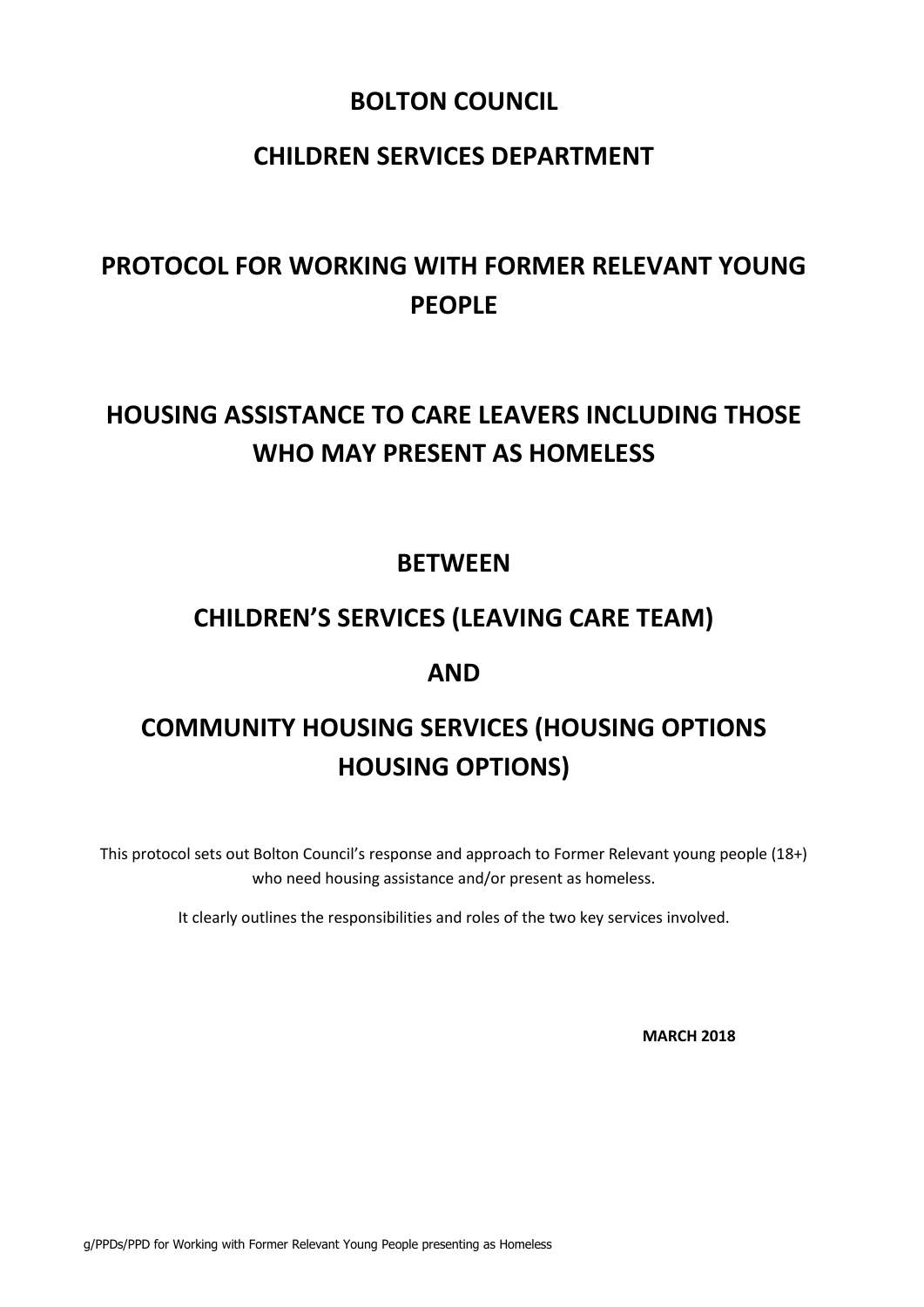# BOLTON COUNCIL

## CHILDREN SERVICES DEPARTMENT

## PROTOCOL FOR WORKING WITH FORMER RELEVANT YOUNG PEOPLE

## HOUSING ASSISTANCE TO CARE LEAVERS INCLUDING THOSE WHO MAY PRESENT AS HOMELESS

## BETWEEN

## CHILDREN'S SERVICES (LEAVING CARE TEAM)

## AND

## COMMUNITY HOUSING SERVICES (HOUSING OPTIONS HOUSING OPTIONS)

This protocol sets out Bolton Council's response and approach to Former Relevant young people (18+) who need housing assistance and/or present as homeless.

It clearly outlines the responsibilities and roles of the two key services involved.

**MARCH 2018**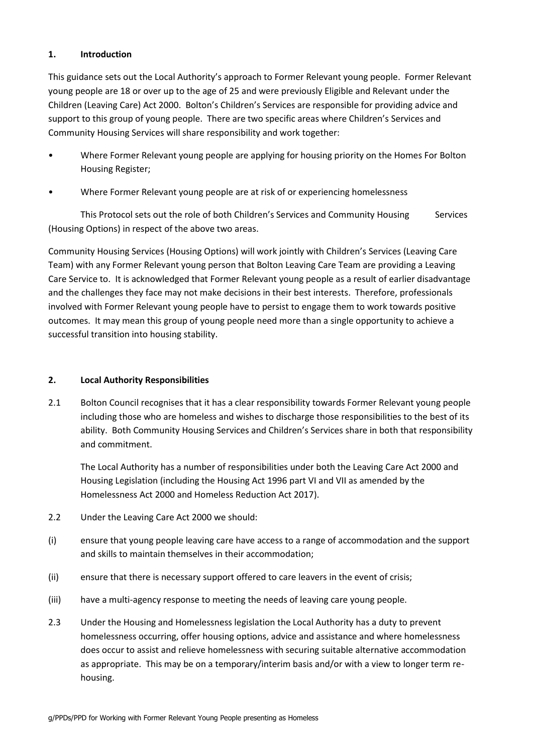## 1. Introduction

This guidance sets out the Local Authority's approach to Former Relevant young people. Former Relevant young people are 18 or over up to the age of 25 and were previously Eligible and Relevant under the Children (Leaving Care) Act 2000. Bolton's Children's Services are responsible for providing advice and support to this group of young people. There are two specific areas where Children's Services and Community Housing Services will share responsibility and work together:

- Where Former Relevant young people are applying for housing priority on the Homes For Bolton Housing Register;
- Where Former Relevant young people are at risk of or experiencing homelessness

This Protocol sets out the role of both Children's Services and Community Housing Services (Housing Options) in respect of the above two areas.

Community Housing Services (Housing Options) will work jointly with Children's Services (Leaving Care Team) with any Former Relevant young person that Bolton Leaving Care Team are providing a Leaving Care Service to. It is acknowledged that Former Relevant young people as a result of earlier disadvantage and the challenges they face may not make decisions in their best interests. Therefore, professionals involved with Former Relevant young people have to persist to engage them to work towards positive outcomes. It may mean this group of young people need more than a single opportunity to achieve a successful transition into housing stability.

## 2. Local Authority Responsibilities

2.1 Bolton Council recognises that it has a clear responsibility towards Former Relevant young people including those who are homeless and wishes to discharge those responsibilities to the best of its ability. Both Community Housing Services and Children's Services share in both that responsibility and commitment.

The Local Authority has a number of responsibilities under both the Leaving Care Act 2000 and Housing Legislation (including the Housing Act 1996 part VI and VII as amended by the Homelessness Act 2000 and Homeless Reduction Act 2017).

2.2 Under the Leaving Care Act 2000 we should:

(i) ensure that young people leaving care have access to a range of accommodation and the support and skills to maintain themselves in their accommodation;

(ii) ensure that there is necessary support offered to care leavers in the event of crisis;

(iii) have a multi-agency response to meeting the needs of leaving care young people.

2.3 Under the Housing and Homelessness legislation the Local Authority has a duty to prevent homelessness occurring, offer housing options, advice and assistance and where homelessness does occur to assist and relieve homelessness with securing suitable alternative accommodation as appropriate. This may be on a temporary/interim basis and/or with a view to longer term re-housing.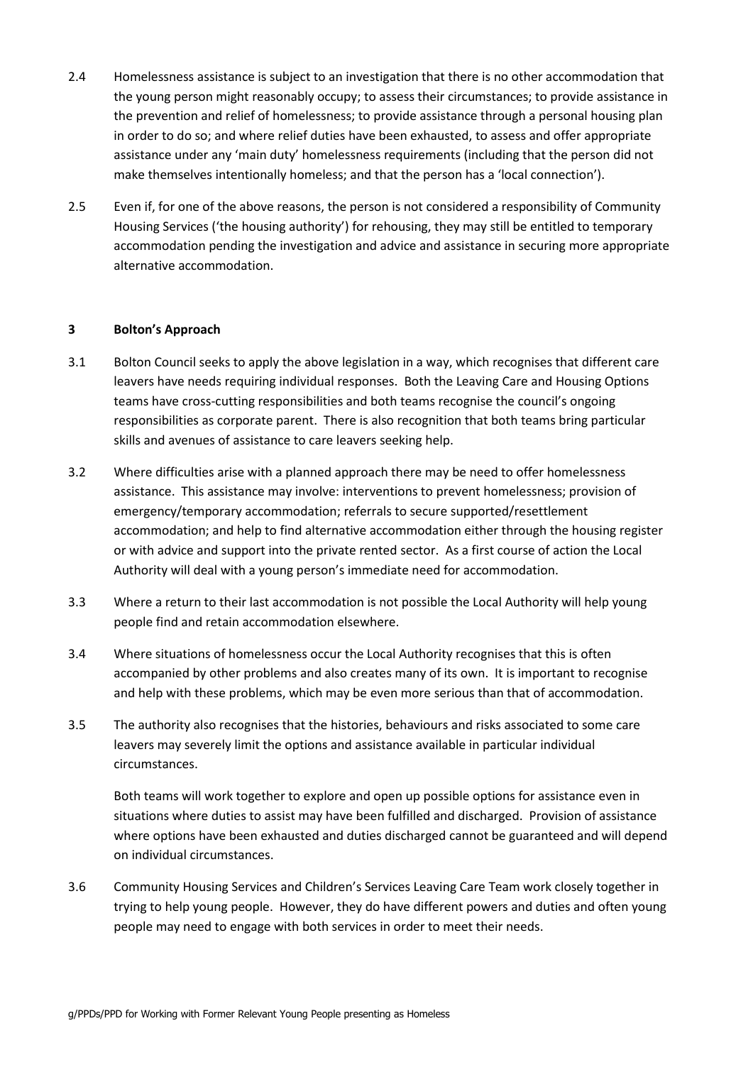2.4 Homelessness assistance is subject to an investigation that there is no other accommodation that the young person might reasonably occupy; to assess their circumstances; to provide assistance in the prevention and relief of homelessness; to provide assistance through a personal housing plan in order to do so; and where relief duties have been exhausted, to assess and offer appropriate assistance under any 'main duty' homelessness requirements (including that the person did not make themselves intentionally homeless; and that the person has a 'local connection').

2.5 Even if, for one of the above reasons, the person is not considered a responsibility of Community Housing Services ('the housing authority') for rehousing, they may still be entitled to temporary accommodation pending the investigation and advice and assistance in securing more appropriate alternative accommodation.

## 3 Bolton's Approach

3.1 Bolton Council seeks to apply the above legislation in a way, which recognises that different care leavers have needs requiring individual responses. Both the Leaving Care and Housing Options teams have cross-cutting responsibilities and both teams recognise the council's ongoing responsibilities as corporate parent. There is also recognition that both teams bring particular skills and avenues of assistance to care leavers seeking help.

3.2 Where difficulties arise with a planned approach there may be need to offer homelessness assistance. This assistance may involve: interventions to prevent homelessness; provision of emergency/temporary accommodation; referrals to secure supported/resettlement accommodation; and help to find alternative accommodation either through the housing register or with advice and support into the private rented sector. As a first course of action the Local Authority will deal with a young person's immediate need for accommodation.

3.3 Where a return to their last accommodation is not possible the Local Authority will help young people find and retain accommodation elsewhere.

3.4 Where situations of homelessness occur the Local Authority recognises that this is often accompanied by other problems and also creates many of its own. It is important to recognise and help with these problems, which may be even more serious than that of accommodation.

3.5 The authority also recognises that the histories, behaviours and risks associated to some care leavers may severely limit the options and assistance available in particular individual circumstances.

Both teams will work together to explore and open up possible options for assistance even in situations where duties to assist may have been fulfilled and discharged. Provision of assistance where options have been exhausted and duties discharged cannot be guaranteed and will depend on individual circumstances.

3.6 Community Housing Services and Children's Services Leaving Care Team work closely together in trying to help young people. However, they do have different powers and duties and often young people may need to engage with both services in order to meet their needs.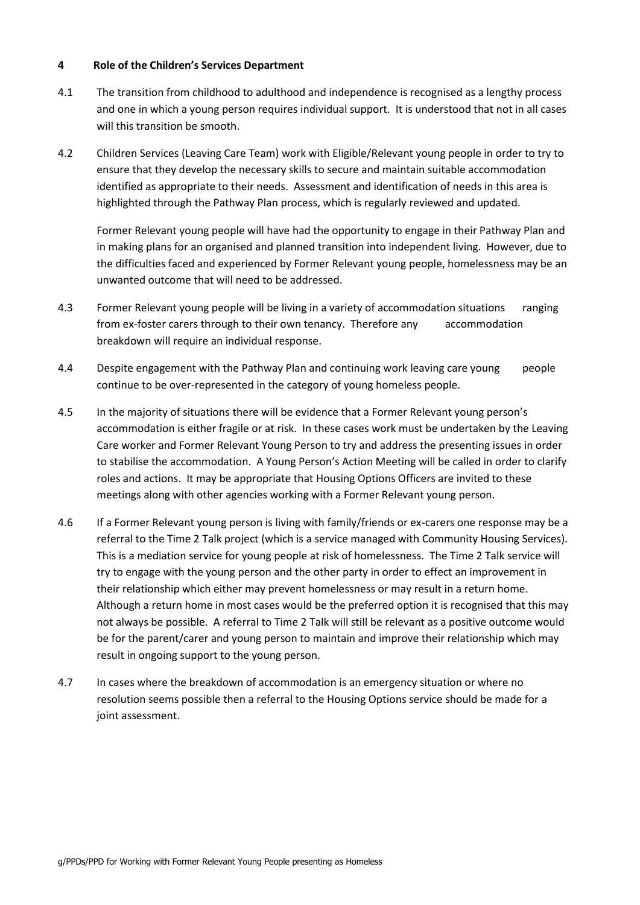## 4 Role of the Children's Services Department

4.1 The transition from childhood to adulthood and independence is recognised as a lengthy process and one in which a young person requires individual support. It is understood that not in all cases will this transition be smooth.

4.2 Children Services (Leaving Care Team) work with Eligible/Relevant young people in order to try to ensure that they develop the necessary skills to secure and maintain suitable accommodation identified as appropriate to their needs. Assessment and identification of needs in this area is highlighted through the Pathway Plan process, which is regularly reviewed and updated.

Former Relevant young people will have had the opportunity to engage in their Pathway Plan and in making plans for an organised and planned transition into independent living. However, due to the difficulties faced and experienced by Former Relevant young people, homelessness may be an unwanted outcome that will need to be addressed.

4.3 Former Relevant young people will be living in a variety of accommodation situations ranging from ex-foster carers through to their own tenancy. Therefore any accommodation breakdown will require an individual response.

4.4 Despite engagement with the Pathway Plan and continuing work leaving care young people continue to be over-represented in the category of young homeless people.

4.5 In the majority of situations there will be evidence that a Former Relevant young person's accommodation is either fragile or at risk. In these cases work must be undertaken by the Leaving Care worker and Former Relevant Young Person to try and address the presenting issues in order to stabilise the accommodation. A Young Person's Action Meeting will be called in order to clarify roles and actions. It may be appropriate that Housing Options Officers are invited to these meetings along with other agencies working with a Former Relevant young person.

4.6 If a Former Relevant young person is living with family/friends or ex-carers one response may be a referral to the Time 2 Talk project (which is a service managed with Community Housing Services). This is a mediation service for young people at risk of homelessness. The Time 2 Talk service will try to engage with the young person and the other party in order to effect an improvement in their relationship which either may prevent homelessness or may result in a return home. Although a return home in most cases would be the preferred option it is recognised that this may not always be possible. A referral to Time 2 Talk will still be relevant as a positive outcome would be for the parent/carer and young person to maintain and improve their relationship which may result in ongoing support to the young person.

4.7 In cases where the breakdown of accommodation is an emergency situation or where no resolution seems possible then a referral to the Housing Options service should be made for a joint assessment.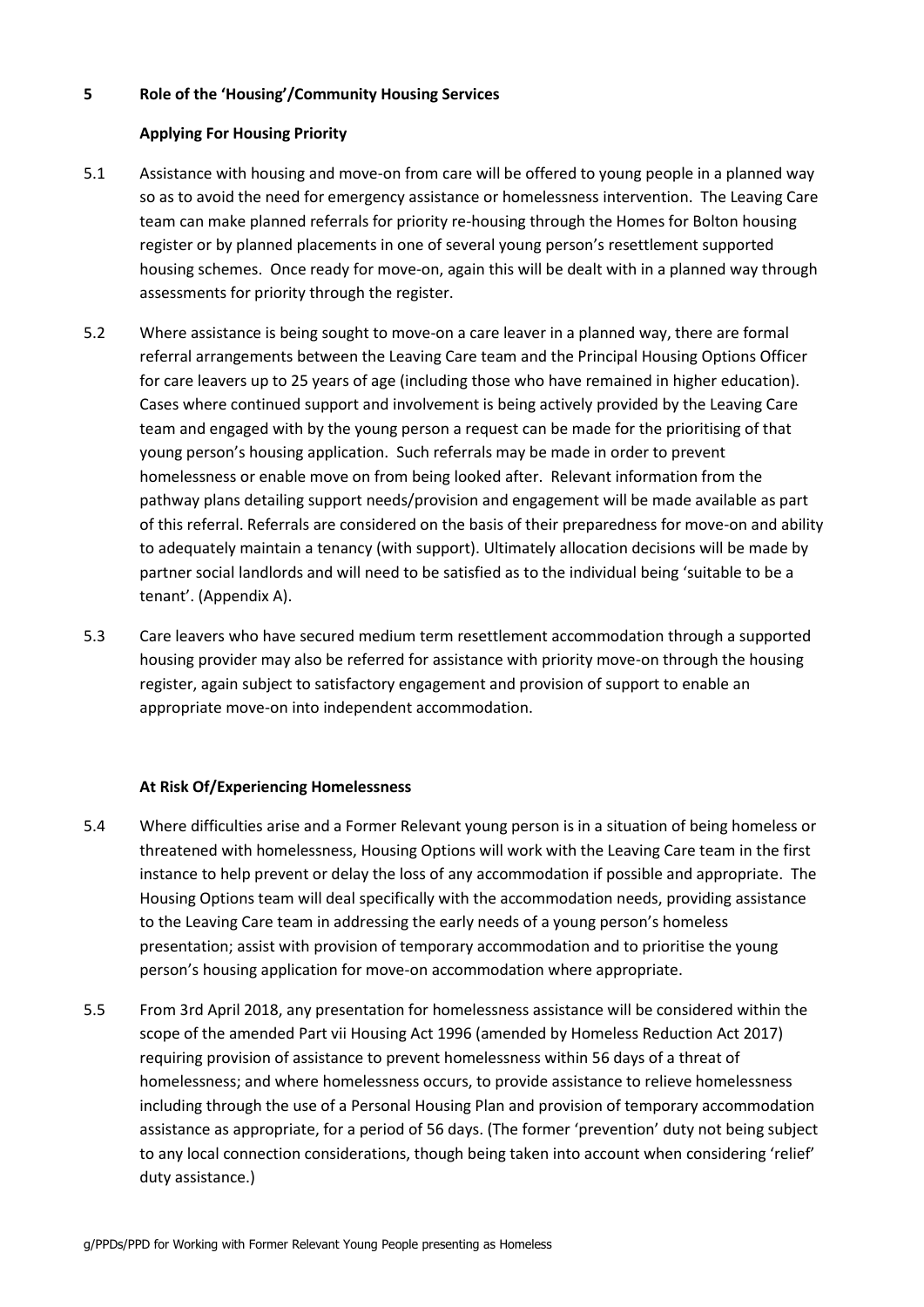## 5 Role of the 'Housing'/Community Housing Services

### Applying For Housing Priority

5.1 Assistance with housing and move-on from care will be offered to young people in a planned way so as to avoid the need for emergency assistance or homelessness intervention. The Leaving Care team can make planned referrals for priority re-housing through the Homes for Bolton housing register or by planned placements in one of several young person's resettlement supported housing schemes. Once ready for move-on, again this will be dealt with in a planned way through assessments for priority through the register.

5.2 Where assistance is being sought to move-on a care leaver in a planned way, there are formal referral arrangements between the Leaving Care team and the Principal Housing Options Officer for care leavers up to 25 years of age (including those who have remained in higher education). Cases where continued support and involvement is being actively provided by the Leaving Care team and engaged with by the young person a request can be made for the prioritising of that young person's housing application. Such referrals may be made in order to prevent homelessness or enable move on from being looked after. Relevant information from the pathway plans detailing support needs/provision and engagement will be made available as part of this referral. Referrals are considered on the basis of their preparedness for move-on and ability to adequately maintain a tenancy (with support). Ultimately allocation decisions will be made by partner social landlords and will need to be satisfied as to the individual being 'suitable to be a tenant'. (Appendix A).

5.3 Care leavers who have secured medium term resettlement accommodation through a supported housing provider may also be referred for assistance with priority move-on through the housing register, again subject to satisfactory engagement and provision of support to enable an appropriate move-on into independent accommodation.

### At Risk Of/Experiencing Homelessness

5.4 Where difficulties arise and a Former Relevant young person is in a situation of being homeless or threatened with homelessness, Housing Options will work with the Leaving Care team in the first instance to help prevent or delay the loss of any accommodation if possible and appropriate. The Housing Options team will deal specifically with the accommodation needs, providing assistance to the Leaving Care team in addressing the early needs of a young person's homeless presentation; assist with provision of temporary accommodation and to prioritise the young person's housing application for move-on accommodation where appropriate.

5.5 From 3rd April 2018, any presentation for homelessness assistance will be considered within the scope of the amended Part vii Housing Act 1996 (amended by Homeless Reduction Act 2017) requiring provision of assistance to prevent homelessness within 56 days of a threat of homelessness; and where homelessness occurs, to provide assistance to relieve homelessness including through the use of a Personal Housing Plan and provision of temporary accommodation assistance as appropriate, for a period of 56 days. (The former 'prevention' duty not being subject to any local connection considerations, though being taken into account when considering 'relief' duty assistance.)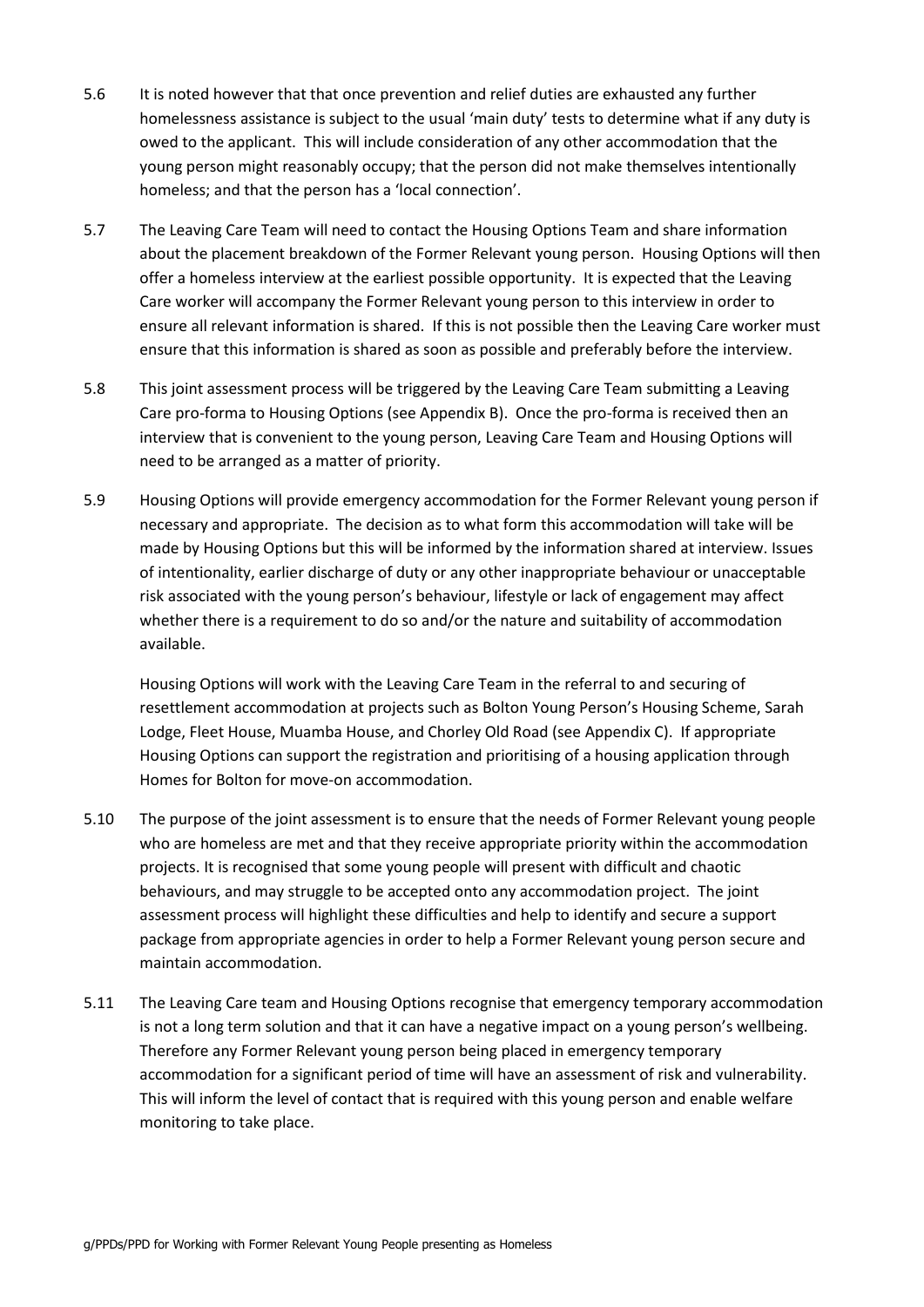5.6 It is noted however that that once prevention and relief duties are exhausted any further homelessness assistance is subject to the usual 'main duty' tests to determine what if any duty is owed to the applicant. This will include consideration of any other accommodation that the young person might reasonably occupy; that the person did not make themselves intentionally homeless; and that the person has a 'local connection'.

5.7 The Leaving Care Team will need to contact the Housing Options Team and share information about the placement breakdown of the Former Relevant young person. Housing Options will then offer a homeless interview at the earliest possible opportunity. It is expected that the Leaving Care worker will accompany the Former Relevant young person to this interview in order to ensure all relevant information is shared. If this is not possible then the Leaving Care worker must ensure that this information is shared as soon as possible and preferably before the interview.

5.8 This joint assessment process will be triggered by the Leaving Care Team submitting a Leaving Care pro-forma to Housing Options (see Appendix B). Once the pro-forma is received then an interview that is convenient to the young person, Leaving Care Team and Housing Options will need to be arranged as a matter of priority.

5.9 Housing Options will provide emergency accommodation for the Former Relevant young person if necessary and appropriate. The decision as to what form this accommodation will take will be made by Housing Options but this will be informed by the information shared at interview. Issues of intentionality, earlier discharge of duty or any other inappropriate behaviour or unacceptable risk associated with the young person's behaviour, lifestyle or lack of engagement may affect whether there is a requirement to do so and/or the nature and suitability of accommodation available.

Housing Options will work with the Leaving Care Team in the referral to and securing of resettlement accommodation at projects such as Bolton Young Person's Housing Scheme, Sarah Lodge, Fleet House, Muamba House, and Chorley Old Road (see Appendix C). If appropriate Housing Options can support the registration and prioritising of a housing application through Homes for Bolton for move-on accommodation.

5.10 The purpose of the joint assessment is to ensure that the needs of Former Relevant young people who are homeless are met and that they receive appropriate priority within the accommodation projects. It is recognised that some young people will present with difficult and chaotic behaviours, and may struggle to be accepted onto any accommodation project. The joint assessment process will highlight these difficulties and help to identify and secure a support package from appropriate agencies in order to help a Former Relevant young person secure and maintain accommodation.

5.11 The Leaving Care team and Housing Options recognise that emergency temporary accommodation is not a long term solution and that it can have a negative impact on a young person's wellbeing. Therefore any Former Relevant young person being placed in emergency temporary accommodation for a significant period of time will have an assessment of risk and vulnerability. This will inform the level of contact that is required with this young person and enable welfare monitoring to take place.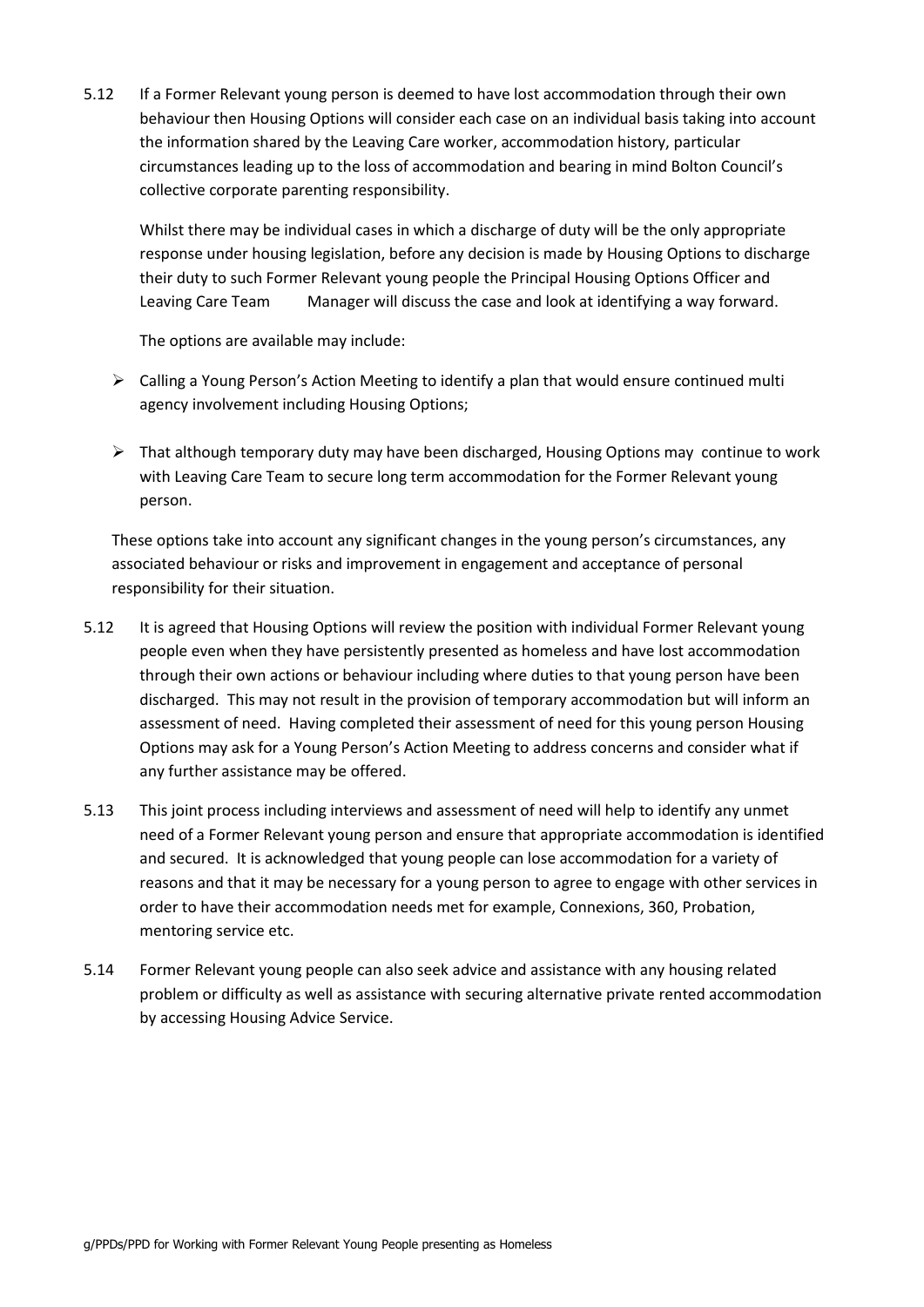5.12 If a Former Relevant young person is deemed to have lost accommodation through their own behaviour then Housing Options will consider each case on an individual basis taking into account the information shared by the Leaving Care worker, accommodation history, particular circumstances leading up to the loss of accommodation and bearing in mind Bolton Council's collective corporate parenting responsibility.

Whilst there may be individual cases in which a discharge of duty will be the only appropriate response under housing legislation, before any decision is made by Housing Options to discharge their duty to such Former Relevant young people the Principal Housing Options Officer and Leaving Care Team Manager will discuss the case and look at identifying a way forward.

The options are available may include:

- Calling a Young Person's Action Meeting to identify a plan that would ensure continued multi agency involvement including Housing Options;
- That although temporary duty may have been discharged, Housing Options may continue to work with Leaving Care Team to secure long term accommodation for the Former Relevant young person.

These options take into account any significant changes in the young person's circumstances, any associated behaviour or risks and improvement in engagement and acceptance of personal responsibility for their situation.

5.12 It is agreed that Housing Options will review the position with individual Former Relevant young people even when they have persistently presented as homeless and have lost accommodation through their own actions or behaviour including where duties to that young person have been discharged. This may not result in the provision of temporary accommodation but will inform an assessment of need. Having completed their assessment of need for this young person Housing Options may ask for a Young Person's Action Meeting to address concerns and consider what if any further assistance may be offered.

5.13 This joint process including interviews and assessment of need will help to identify any unmet need of a Former Relevant young person and ensure that appropriate accommodation is identified and secured. It is acknowledged that young people can lose accommodation for a variety of reasons and that it may be necessary for a young person to agree to engage with other services in order to have their accommodation needs met for example, Connexions, 360, Probation, mentoring service etc.

5.14 Former Relevant young people can also seek advice and assistance with any housing related problem or difficulty as well as assistance with securing alternative private rented accommodation by accessing Housing Advice Service.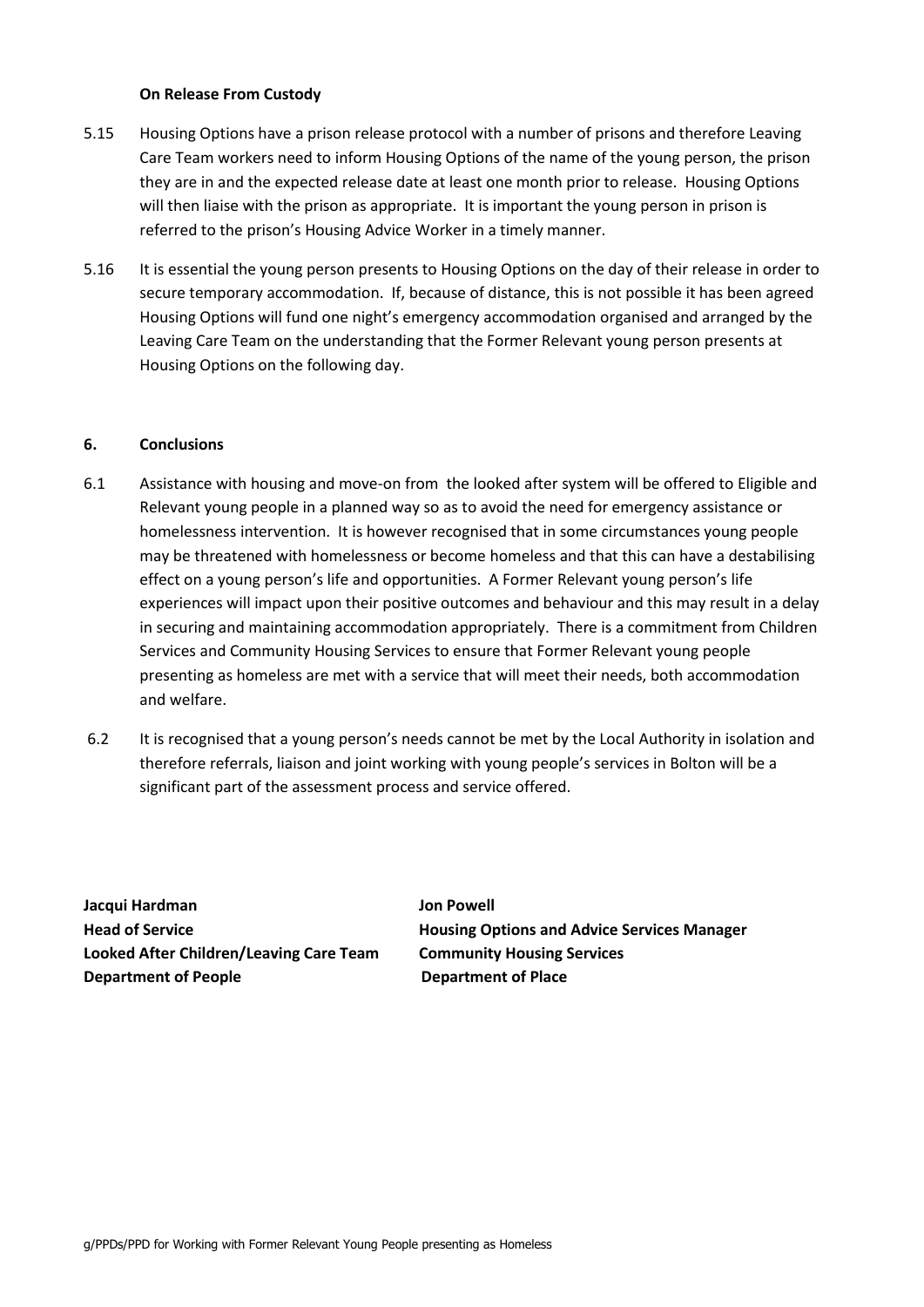**On Release From Custody**

5.15 Housing Options have a prison release protocol with a number of prisons and therefore Leaving Care Team workers need to inform Housing Options of the name of the young person, the prison they are in and the expected release date at least one month prior to release. Housing Options will then liaise with the prison as appropriate. It is important the young person in prison is referred to the prison's Housing Advice Worker in a timely manner.

5.16 It is essential the young person presents to Housing Options on the day of their release in order to secure temporary accommodation. If, because of distance, this is not possible it has been agreed Housing Options will fund one night's emergency accommodation organised and arranged by the Leaving Care Team on the understanding that the Former Relevant young person presents at Housing Options on the following day.

## 6. Conclusions

6.1 Assistance with housing and move-on from the looked after system will be offered to Eligible and Relevant young people in a planned way so as to avoid the need for emergency assistance or homelessness intervention. It is however recognised that in some circumstances young people may be threatened with homelessness or become homeless and that this can have a destabilising effect on a young person's life and opportunities. A Former Relevant young person's life experiences will impact upon their positive outcomes and behaviour and this may result in a delay in securing and maintaining accommodation appropriately. There is a commitment from Children Services and Community Housing Services to ensure that Former Relevant young people presenting as homeless are met with a service that will meet their needs, both accommodation and welfare.

6.2 It is recognised that a young person's needs cannot be met by the Local Authority in isolation and therefore referrals, liaison and joint working with young people's services in Bolton will be a significant part of the assessment process and service offered.

**Jacqui Hardman**
**Head of Service**
**Looked After Children/Leaving Care Team**
**Department of People**

**Jon Powell**
**Housing Options and Advice Services Manager**
**Community Housing Services**
**Department of Place**

g/PPDs/PPD for Working with Former Relevant Young People presenting as Homeless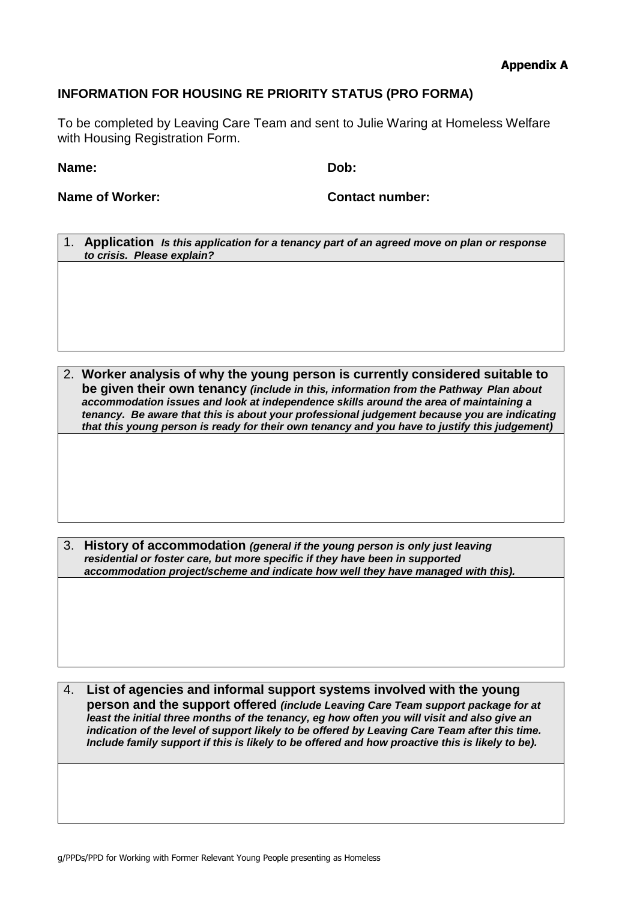**Appendix A**

## INFORMATION FOR HOUSING RE PRIORITY STATUS (PRO FORMA)

To be completed by Leaving Care Team and sent to Julie Waring at Homeless Welfare with Housing Registration Form.

**Name:** **Dob:**

**Name of Worker:** **Contact number:**

| 1. **Application** ***Is this application for a tenancy part of an agreed move on plan or response to crisis. Please explain?*** |
|---|
| |

| 2. **Worker analysis of why the young person is currently considered suitable to be given their own tenancy** ***(include in this, information from the Pathway Plan about accommodation issues and look at independence skills around the area of maintaining a tenancy. Be aware that this is about your professional judgement because you are indicating that this young person is ready for their own tenancy and you have to justify this judgement)*** |
|---|
| |

| 3. **History of accommodation** ***(general if the young person is only just leaving residential or foster care, but more specific if they have been in supported accommodation project/scheme and indicate how well they have managed with this).*** |
|---|
| |

| 4. **List of agencies and informal support systems involved with the young person and the support offered** ***(include Leaving Care Team support package for at least the initial three months of the tenancy, eg how often you will visit and also give an indication of the level of support likely to be offered by Leaving Care Team after this time. Include family support if this is likely to be offered and how proactive this is likely to be).*** |
|---|
| |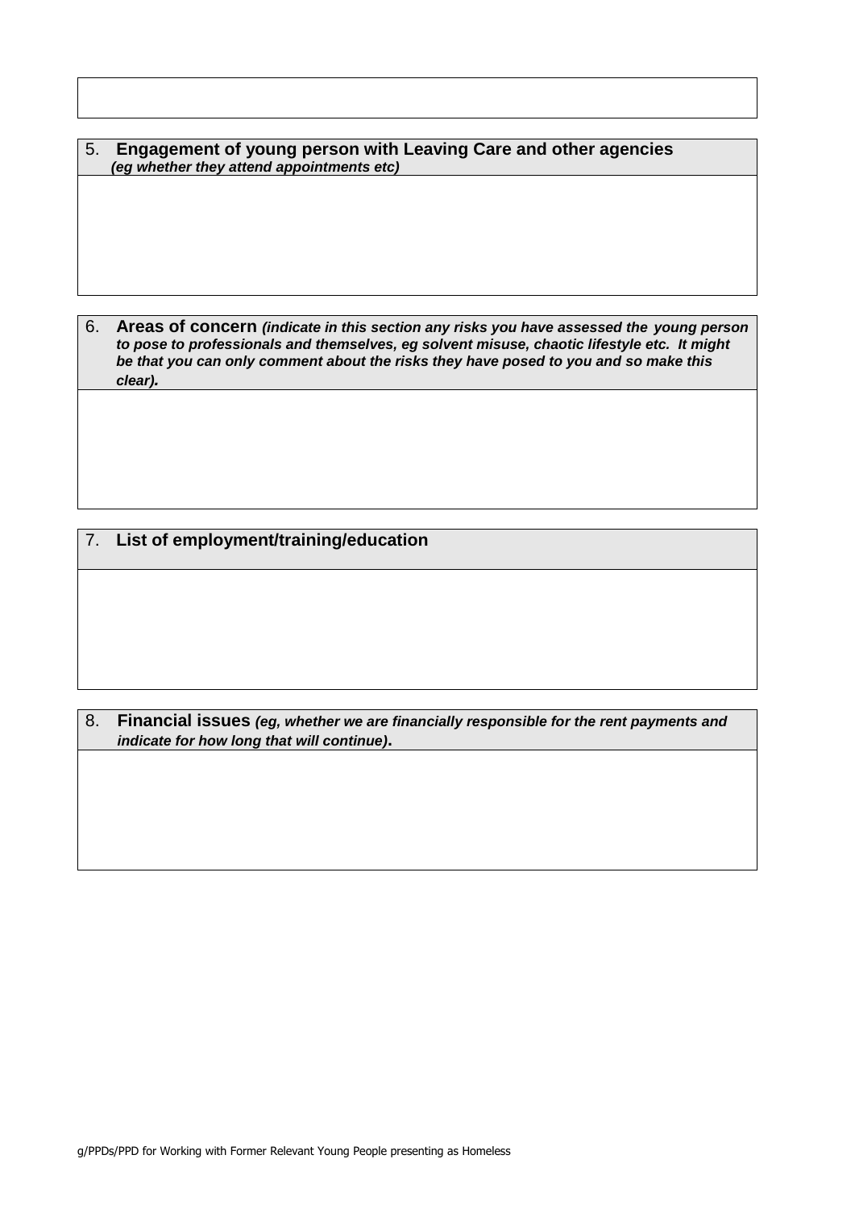5. **Engagement of young person with Leaving Care and other agencies** ***(eg whether they attend appointments etc)***

6. **Areas of concern** ***(indicate in this section any risks you have assessed the young person to pose to professionals and themselves, eg solvent misuse, chaotic lifestyle etc. It might be that you can only comment about the risks they have posed to you and so make this clear).***

7. **List of employment/training/education**

8. **Financial issues** ***(eg, whether we are financially responsible for the rent payments and indicate for how long that will continue)*****.**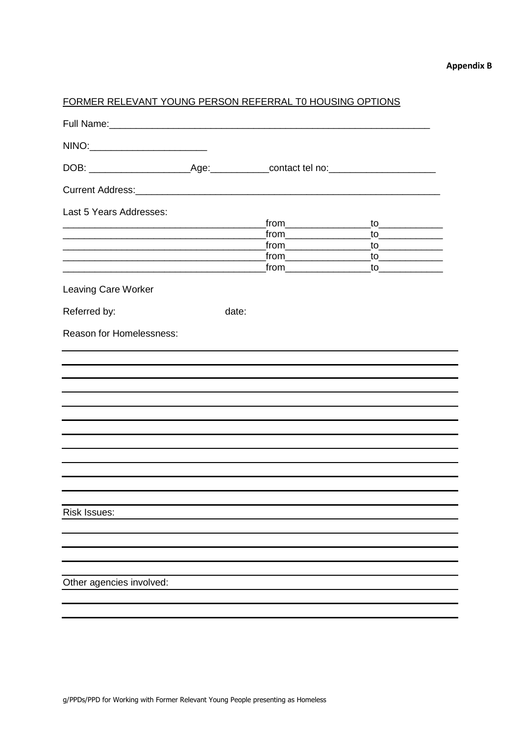**Appendix B**

FORMER RELEVANT YOUNG PERSON REFERRAL T0 HOUSING OPTIONS

Full Name:_____________________________________________________________

NINO:______________________

DOB: __________________Age:___________contact tel no:___________________

Current Address:__________________________________________________________

Last 5 Years Addresses:

_____________________________________from_______________to____________
_____________________________________from_______________to____________
_____________________________________from_______________to____________
_____________________________________from_______________to____________
_____________________________________from_______________to____________

Leaving Care Worker

Referred by: date:

Reason for Homelessness:

Risk Issues:

Other agencies involved: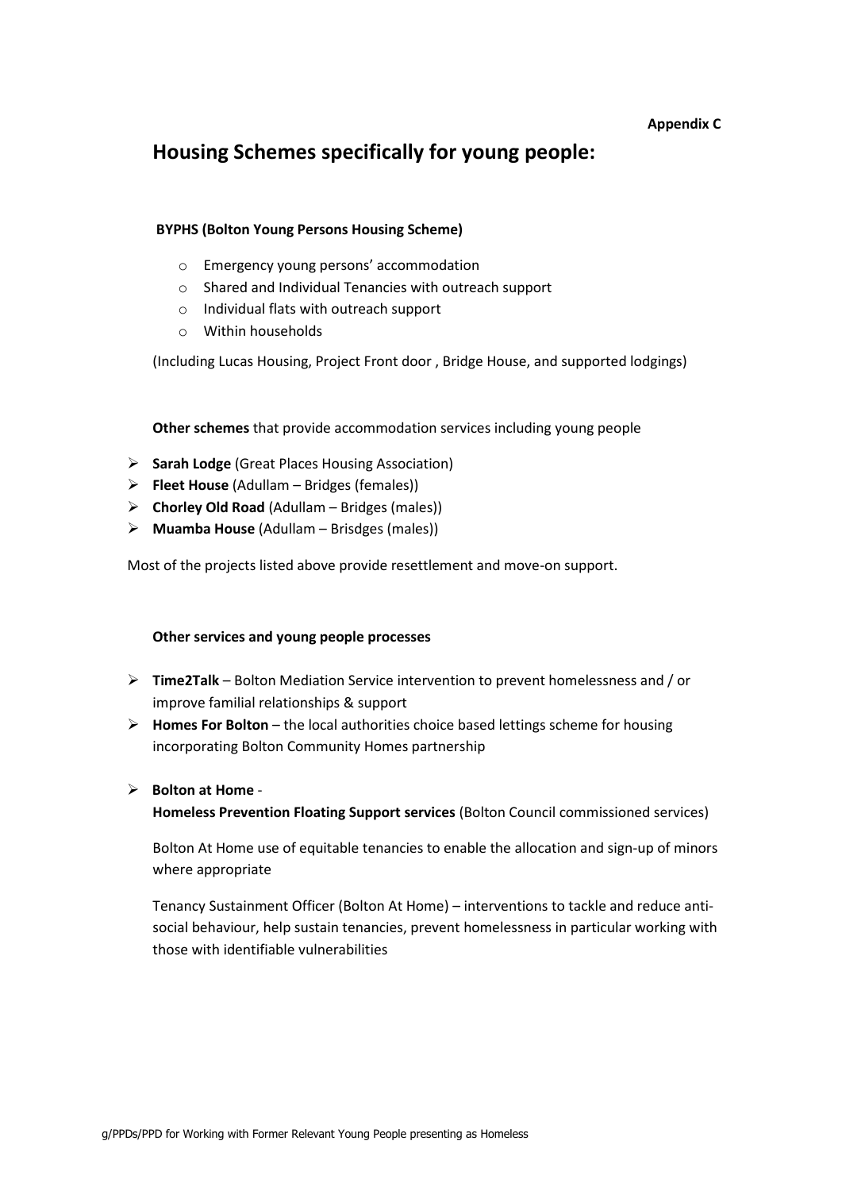**Appendix C**

# Housing Schemes specifically for young people:

**BYPHS (Bolton Young Persons Housing Scheme)**

- Emergency young persons' accommodation
- Shared and Individual Tenancies with outreach support
- Individual flats with outreach support
- Within households

(Including Lucas Housing, Project Front door , Bridge House, and supported lodgings)

**Other schemes** that provide accommodation services including young people

- **Sarah Lodge** (Great Places Housing Association)
- **Fleet House** (Adullam – Bridges (females))
- **Chorley Old Road** (Adullam – Bridges (males))
- **Muamba House** (Adullam – Brisdges (males))

Most of the projects listed above provide resettlement and move-on support.

**Other services and young people processes**

- **Time2Talk** – Bolton Mediation Service intervention to prevent homelessness and / or improve familial relationships & support
- **Homes For Bolton** – the local authorities choice based lettings scheme for housing incorporating Bolton Community Homes partnership
- **Bolton at Home** -
  **Homeless Prevention Floating Support services** (Bolton Council commissioned services)

  Bolton At Home use of equitable tenancies to enable the allocation and sign-up of minors where appropriate

  Tenancy Sustainment Officer (Bolton At Home) – interventions to tackle and reduce anti-social behaviour, help sustain tenancies, prevent homelessness in particular working with those with identifiable vulnerabilities